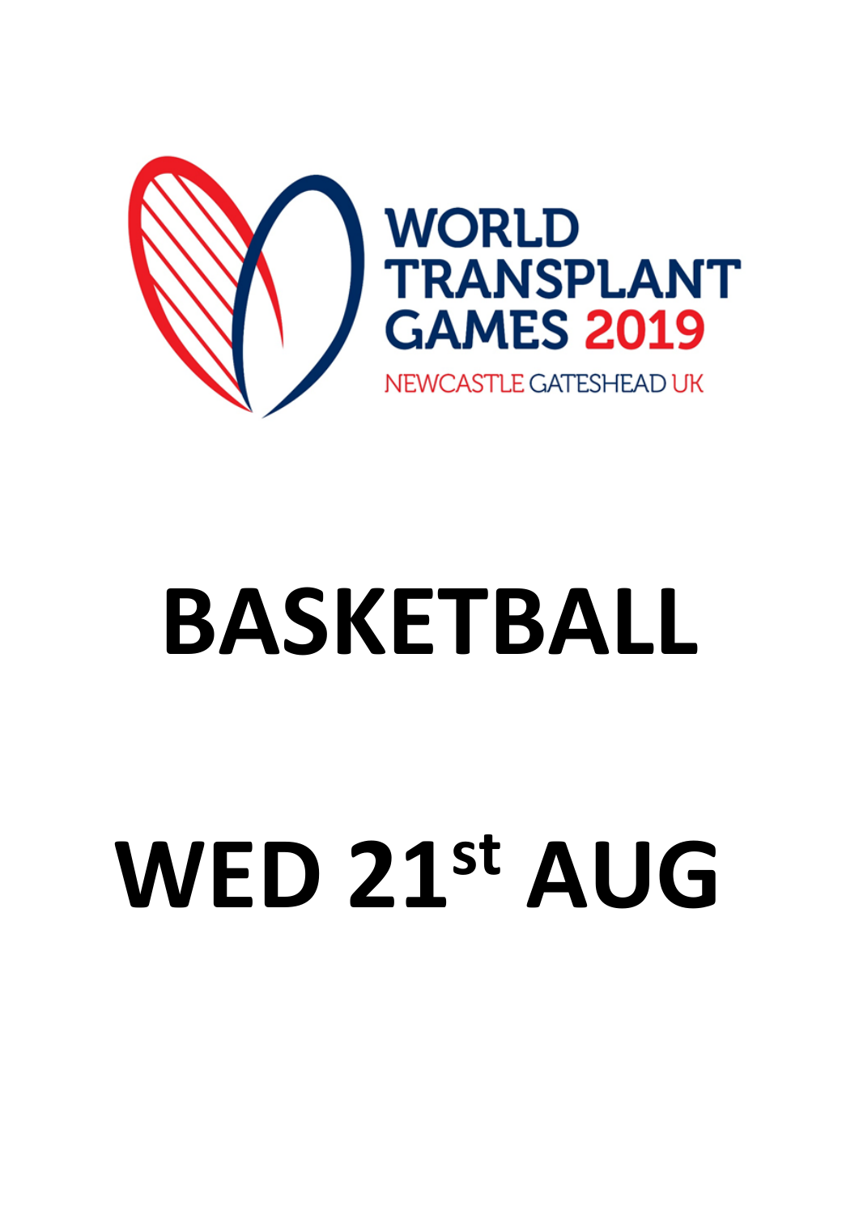WORLD TRANSPLANT GAMES 2019

NEWCASTLE GATESHEAD UK

# BASKETBALL

# WED 21st AUG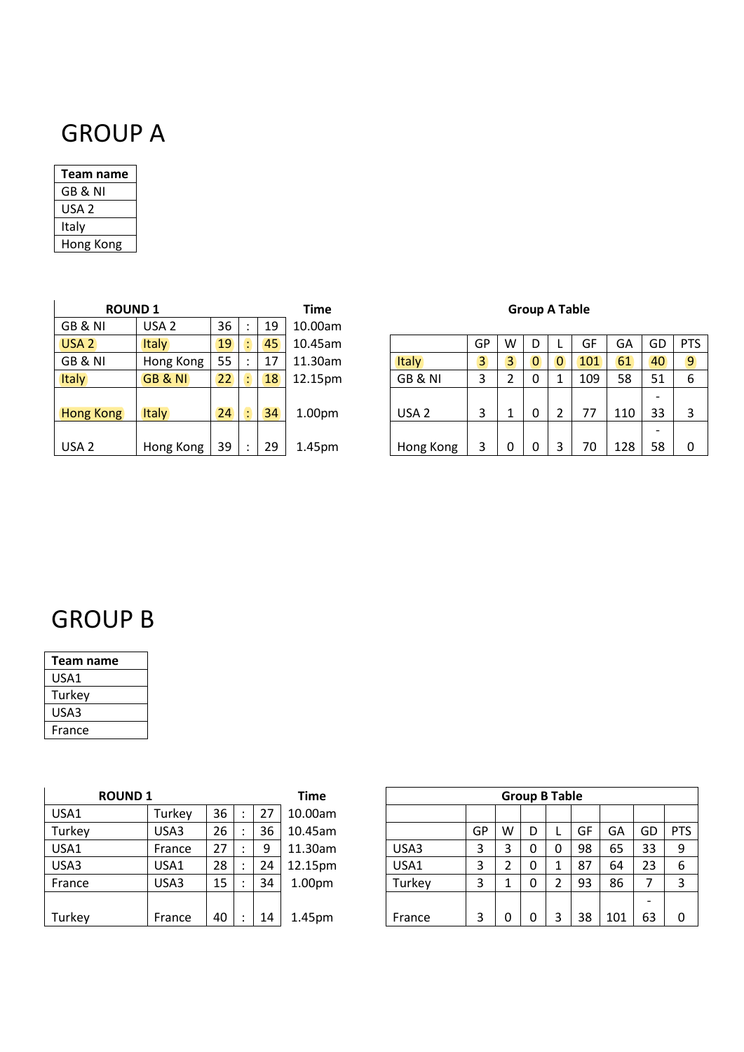# GROUP A

| Team name |
|---|
| GB & NI |
| USA 2 |
| Italy |
| Hong Kong |

| ROUND 1 | | | | | Time |
|---|---|---|---|---|---|
| GB & NI | USA 2 | 36 | : | 19 | 10.00am |
| USA 2 | Italy | 19 | : | 45 | 10.45am |
| GB & NI | Hong Kong | 55 | : | 17 | 11.30am |
| Italy | GB & NI | 22 | : | 18 | 12.15pm |
| Hong Kong | Italy | 24 | : | 34 | 1.00pm |
| USA 2 | Hong Kong | 39 | : | 29 | 1.45pm |

**Group A Table**

| | GP | W | D | L | GF | GA | GD | PTS |
|---|---|---|---|---|---|---|---|---|
| Italy | 3 | 3 | 0 | 0 | 101 | 61 | 40 | 9 |
| GB & NI | 3 | 2 | 0 | 1 | 109 | 58 | 51 | 6 |
| USA 2 | 3 | 1 | 0 | 2 | 77 | 110 | -33 | 3 |
| Hong Kong | 3 | 0 | 0 | 3 | 70 | 128 | -58 | 0 |

# GROUP B

| Team name |
|---|
| USA1 |
| Turkey |
| USA3 |
| France |

| ROUND 1 | | | | | Time |
|---|---|---|---|---|---|
| USA1 | Turkey | 36 | : | 27 | 10.00am |
| Turkey | USA3 | 26 | : | 36 | 10.45am |
| USA1 | France | 27 | : | 9 | 11.30am |
| USA3 | USA1 | 28 | : | 24 | 12.15pm |
| France | USA3 | 15 | : | 34 | 1.00pm |
| Turkey | France | 40 | : | 14 | 1.45pm |

**Group B Table**

| | GP | W | D | L | GF | GA | GD | PTS |
|---|---|---|---|---|---|---|---|---|
| USA3 | 3 | 3 | 0 | 0 | 98 | 65 | 33 | 9 |
| USA1 | 3 | 2 | 0 | 1 | 87 | 64 | 23 | 6 |
| Turkey | 3 | 1 | 0 | 2 | 93 | 86 | 7 | 3 |
| France | 3 | 0 | 0 | 3 | 38 | 101 | -63 | 0 |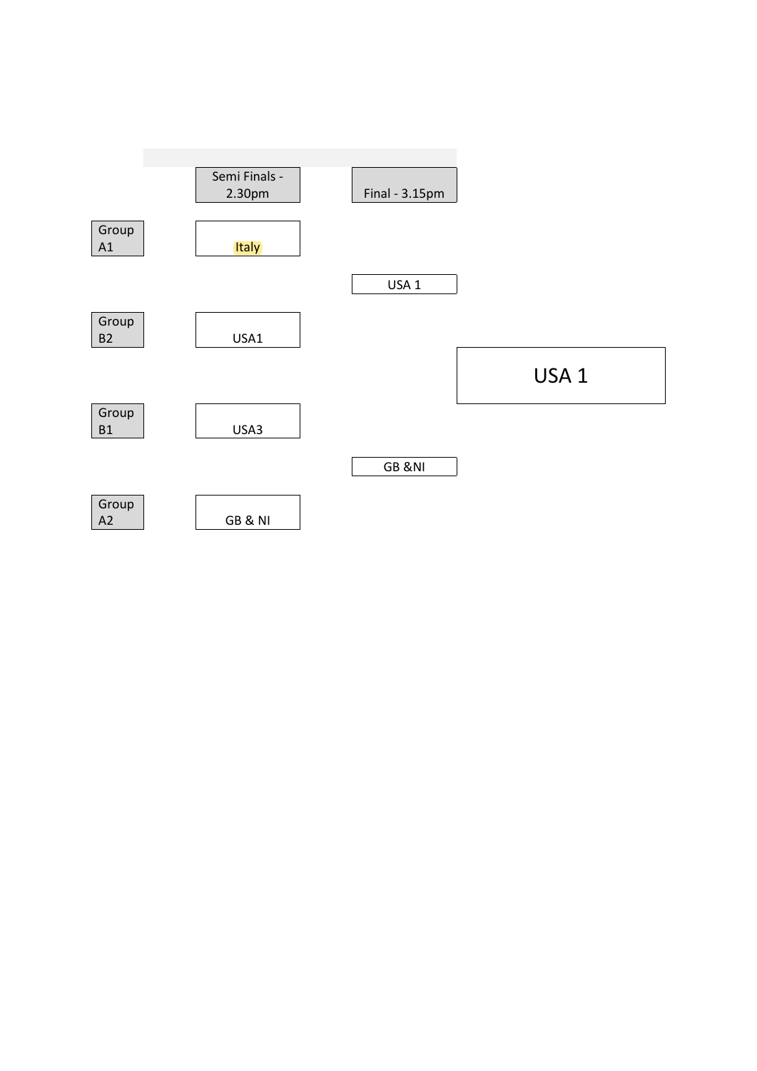| | Semi Finals - 2.30pm | Final - 3.15pm | |
|---|---|---|---|
| Group A1 | Italy | | |
| | | USA 1 | |
| Group B2 | USA1 | | |
| | | | USA 1 |
| Group B1 | USA3 | | |
| | | GB &NI | |
| Group A2 | GB & NI | | |